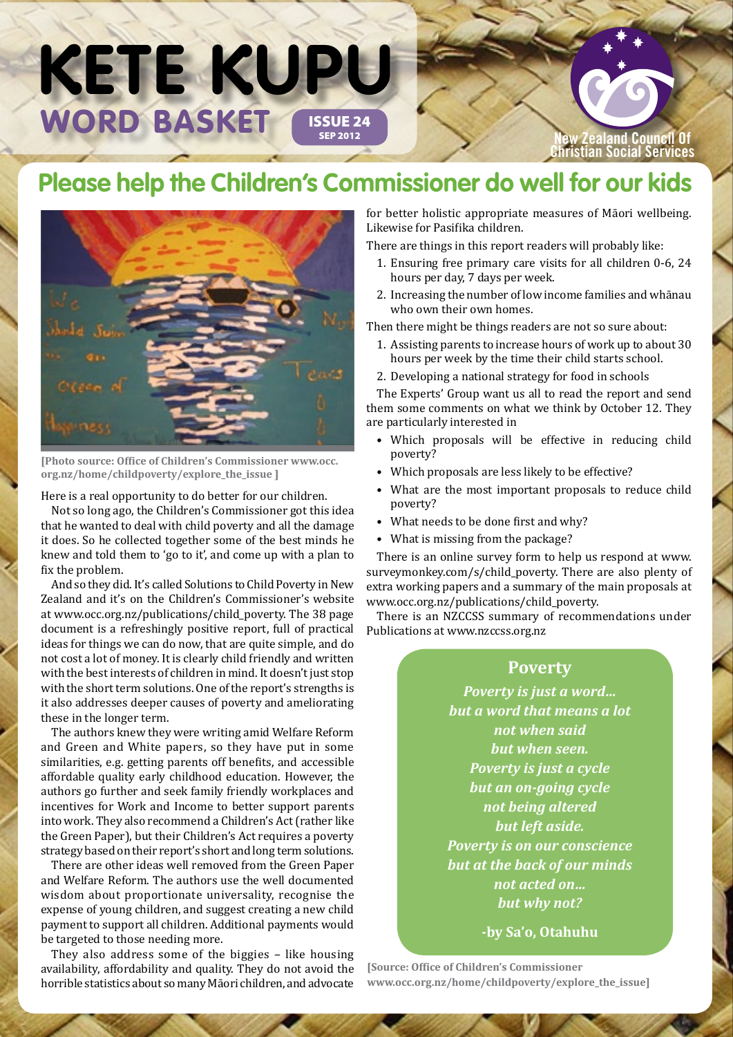# KETE KUPU
## WORD BASKET

ISSUE 24
SEP 2012

New Zealand Council Of Christian Social Services

## Please help the Children's Commissioner do well for our kids

[Photo source: Office of Children's Commissioner www.occ.org.nz/home/childpoverty/explore_the_issue ]

Here is a real opportunity to do better for our children.

Not so long ago, the Children's Commissioner got this idea that he wanted to deal with child poverty and all the damage it does. So he collected together some of the best minds he knew and told them to 'go to it', and come up with a plan to fix the problem.

And so they did. It's called Solutions to Child Poverty in New Zealand and it's on the Children's Commissioner's website at www.occ.org.nz/publications/child_poverty. The 38 page document is a refreshingly positive report, full of practical ideas for things we can do now, that are quite simple, and do not cost a lot of money. It is clearly child friendly and written with the best interests of children in mind. It doesn't just stop with the short term solutions. One of the report's strengths is it also addresses deeper causes of poverty and ameliorating these in the longer term.

The authors knew they were writing amid Welfare Reform and Green and White papers, so they have put in some similarities, e.g. getting parents off benefits, and accessible affordable quality early childhood education. However, the authors go further and seek family friendly workplaces and incentives for Work and Income to better support parents into work. They also recommend a Children's Act (rather like the Green Paper), but their Children's Act requires a poverty strategy based on their report's short and long term solutions.

There are other ideas well removed from the Green Paper and Welfare Reform. The authors use the well documented wisdom about proportionate universality, recognise the expense of young children, and suggest creating a new child payment to support all children. Additional payments would be targeted to those needing more.

They also address some of the biggies – like housing availability, affordability and quality. They do not avoid the horrible statistics about so many Māori children, and advocate for better holistic appropriate measures of Māori wellbeing. Likewise for Pasifika children.

There are things in this report readers will probably like:

1. Ensuring free primary care visits for all children 0-6, 24 hours per day, 7 days per week.
2. Increasing the number of low income families and whānau who own their own homes.

Then there might be things readers are not so sure about:

1. Assisting parents to increase hours of work up to about 30 hours per week by the time their child starts school.
2. Developing a national strategy for food in schools

The Experts' Group want us all to read the report and send them some comments on what we think by October 12. They are particularly interested in

- Which proposals will be effective in reducing child poverty?
- Which proposals are less likely to be effective?
- What are the most important proposals to reduce child poverty?
- What needs to be done first and why?
- What is missing from the package?

There is an online survey form to help us respond at www.surveymonkey.com/s/child_poverty. There are also plenty of extra working papers and a summary of the main proposals at www.occ.org.nz/publications/child_poverty.

There is an NZCCSS summary of recommendations under Publications at www.nzccss.org.nz

### Poverty

*Poverty is just a word...*
*but a word that means a lot*
*not when said*
*but when seen.*
*Poverty is just a cycle*
*but an on-going cycle*
*not being altered*
*but left aside.*
*Poverty is on our conscience*
*but at the back of our minds*
*not acted on...*
*but why not?*

**-by Sa'o, Otahuhu**

[Source: Office of Children's Commissioner www.occ.org.nz/home/childpoverty/explore_the_issue]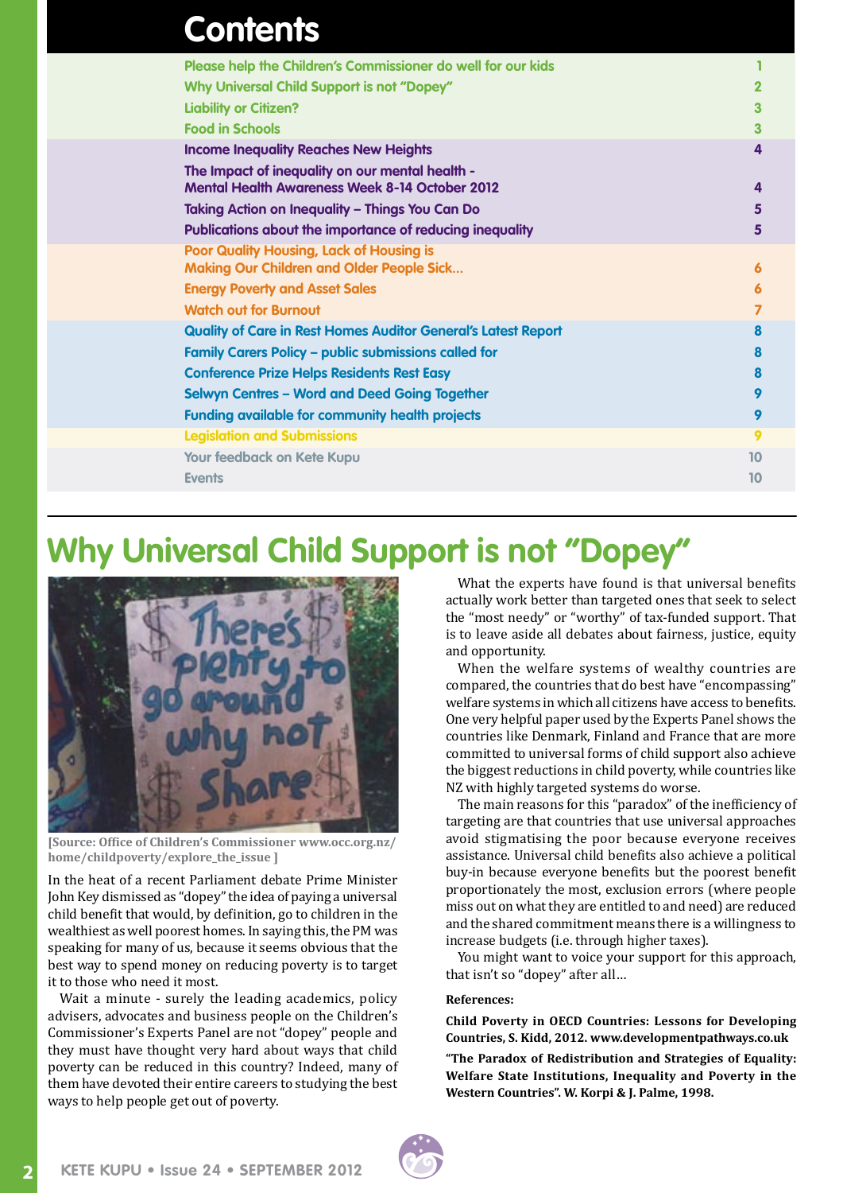# Contents

| | |
|---|---|
| Please help the Children's Commissioner do well for our kids | 1 |
| Why Universal Child Support is not "Dopey" | 2 |
| Liability or Citizen? | 3 |
| Food in Schools | 3 |
| Income Inequality Reaches New Heights | 4 |
| The Impact of inequality on our mental health - Mental Health Awareness Week 8-14 October 2012 | 4 |
| Taking Action on Inequality – Things You Can Do | 5 |
| Publications about the importance of reducing inequality | 5 |
| Poor Quality Housing, Lack of Housing is Making Our Children and Older People Sick... | 6 |
| Energy Poverty and Asset Sales | 6 |
| Watch out for Burnout | 7 |
| Quality of Care in Rest Homes Auditor General's Latest Report | 8 |
| Family Carers Policy – public submissions called for | 8 |
| Conference Prize Helps Residents Rest Easy | 8 |
| Selwyn Centres – Word and Deed Going Together | 9 |
| Funding available for community health projects | 9 |
| Legislation and Submissions | 9 |
| Your feedback on Kete Kupu | 10 |
| Events | 10 |

# Why Universal Child Support is not "Dopey"

**[Source: Office of Children's Commissioner www.occ.org.nz/home/childpoverty/explore_the_issue ]**

In the heat of a recent Parliament debate Prime Minister John Key dismissed as "dopey" the idea of paying a universal child benefit that would, by definition, go to children in the wealthiest as well poorest homes. In saying this, the PM was speaking for many of us, because it seems obvious that the best way to spend money on reducing poverty is to target it to those who need it most.

Wait a minute - surely the leading academics, policy advisers, advocates and business people on the Children's Commissioner's Experts Panel are not "dopey" people and they must have thought very hard about ways that child poverty can be reduced in this country? Indeed, many of them have devoted their entire careers to studying the best ways to help people get out of poverty.

What the experts have found is that universal benefits actually work better than targeted ones that seek to select the "most needy" or "worthy" of tax-funded support. That is to leave aside all debates about fairness, justice, equity and opportunity.

When the welfare systems of wealthy countries are compared, the countries that do best have "encompassing" welfare systems in which all citizens have access to benefits. One very helpful paper used by the Experts Panel shows the countries like Denmark, Finland and France that are more committed to universal forms of child support also achieve the biggest reductions in child poverty, while countries like NZ with highly targeted systems do worse.

The main reasons for this "paradox" of the inefficiency of targeting are that countries that use universal approaches avoid stigmatising the poor because everyone receives assistance. Universal child benefits also achieve a political buy-in because everyone benefits but the poorest benefit proportionately the most, exclusion errors (where people miss out on what they are entitled to and need) are reduced and the shared commitment means there is a willingness to increase budgets (i.e. through higher taxes).

You might want to voice your support for this approach, that isn't so "dopey" after all…

**References:**

**Child Poverty in OECD Countries: Lessons for Developing Countries, S. Kidd, 2012. www.developmentpathways.co.uk**

**"The Paradox of Redistribution and Strategies of Equality: Welfare State Institutions, Inequality and Poverty in the Western Countries". W. Korpi & J. Palme, 1998.**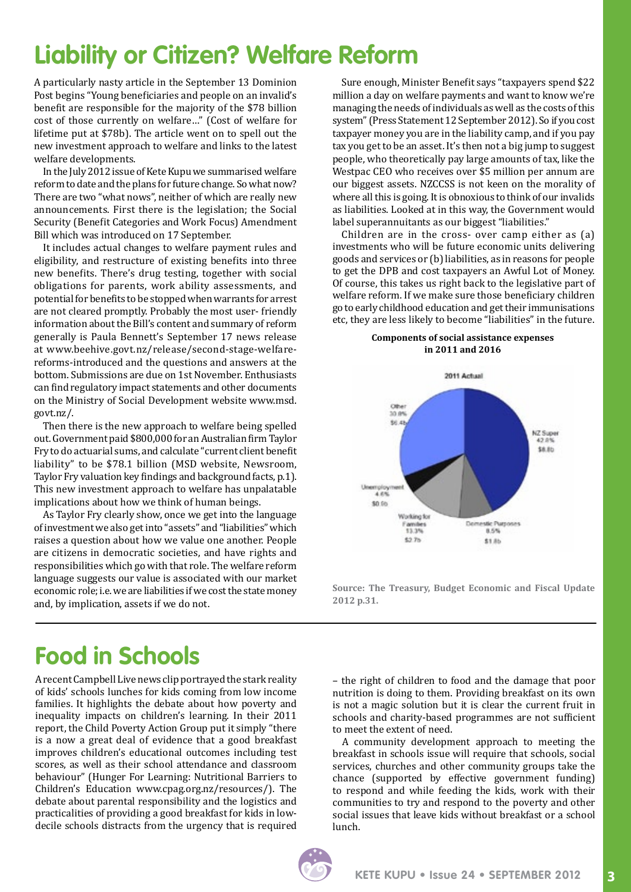# Liability or Citizen? Welfare Reform

A particularly nasty article in the September 13 Dominion Post begins "Young beneficiaries and people on an invalid's benefit are responsible for the majority of the $78 billion cost of those currently on welfare…" (Cost of welfare for lifetime put at $78b). The article went on to spell out the new investment approach to welfare and links to the latest welfare developments.

In the July 2012 issue of Kete Kupu we summarised welfare reform to date and the plans for future change. So what now? There are two "what nows", neither of which are really new announcements. First there is the legislation; the Social Security (Benefit Categories and Work Focus) Amendment Bill which was introduced on 17 September.

It includes actual changes to welfare payment rules and eligibility, and restructure of existing benefits into three new benefits. There's drug testing, together with social obligations for parents, work ability assessments, and potential for benefits to be stopped when warrants for arrest are not cleared promptly. Probably the most user- friendly information about the Bill's content and summary of reform generally is Paula Bennett's September 17 news release at www.beehive.govt.nz/release/second-stage-welfare-reforms-introduced and the questions and answers at the bottom. Submissions are due on 1st November. Enthusiasts can find regulatory impact statements and other documents on the Ministry of Social Development website www.msd.govt.nz/.

Then there is the new approach to welfare being spelled out. Government paid $800,000 for an Australian firm Taylor Fry to do actuarial sums, and calculate "current client benefit liability" to be $78.1 billion (MSD website, Newsroom, Taylor Fry valuation key findings and background facts, p.1). This new investment approach to welfare has unpalatable implications about how we think of human beings.

As Taylor Fry clearly show, once we get into the language of investment we also get into "assets" and "liabilities" which raises a question about how we value one another. People are citizens in democratic societies, and have rights and responsibilities which go with that role. The welfare reform language suggests our value is associated with our market economic role; i.e. we are liabilities if we cost the state money and, by implication, assets if we do not.

Sure enough, Minister Benefit says "taxpayers spend $22 million a day on welfare payments and want to know we're managing the needs of individuals as well as the costs of this system" (Press Statement 12 September 2012). So if you cost taxpayer money you are in the liability camp, and if you pay tax you get to be an asset. It's then not a big jump to suggest people, who theoretically pay large amounts of tax, like the Westpac CEO who receives over $5 million per annum are our biggest assets. NZCCSS is not keen on the morality of where all this is going. It is obnoxious to think of our invalids as liabilities. Looked at in this way, the Government would label superannuitants as our biggest "liabilities."

Children are in the cross- over camp either as (a) investments who will be future economic units delivering goods and services or (b) liabilities, as in reasons for people to get the DPB and cost taxpayers an Awful Lot of Money. Of course, this takes us right back to the legislative part of welfare reform. If we make sure those beneficiary children go to early childhood education and get their immunisations etc, they are less likely to become "liabilities" in the future.

**Components of social assistance expenses in 2011 and 2016**

2011 Actual

| Component | Share | Amount |
| --- | --- | --- |
| NZ Super | 42.8% | $8.8b |
| Domestic Purposes | 8.5% | $1.8b |
| Working for Families | 13.3% | $2.7b |
| Unemployment | 4.6% | $0.9b |
| Other | 30.8% | $6.4b |

**Source: The Treasury, Budget Economic and Fiscal Update 2012 p.31.**

# Food in Schools

A recent Campbell Live news clip portrayed the stark reality of kids' schools lunches for kids coming from low income families. It highlights the debate about how poverty and inequality impacts on children's learning. In their 2011 report, the Child Poverty Action Group put it simply "there is a now a great deal of evidence that a good breakfast improves children's educational outcomes including test scores, as well as their school attendance and classroom behaviour" (Hunger For Learning: Nutritional Barriers to Children's Education www.cpag.org.nz/resources/). The debate about parental responsibility and the logistics and practicalities of providing a good breakfast for kids in low-decile schools distracts from the urgency that is required – the right of children to food and the damage that poor nutrition is doing to them. Providing breakfast on its own is not a magic solution but it is clear the current fruit in schools and charity-based programmes are not sufficient to meet the extent of need.

A community development approach to meeting the breakfast in schools issue will require that schools, social services, churches and other community groups take the chance (supported by effective government funding) to respond and while feeding the kids, work with their communities to try and respond to the poverty and other social issues that leave kids without breakfast or a school lunch.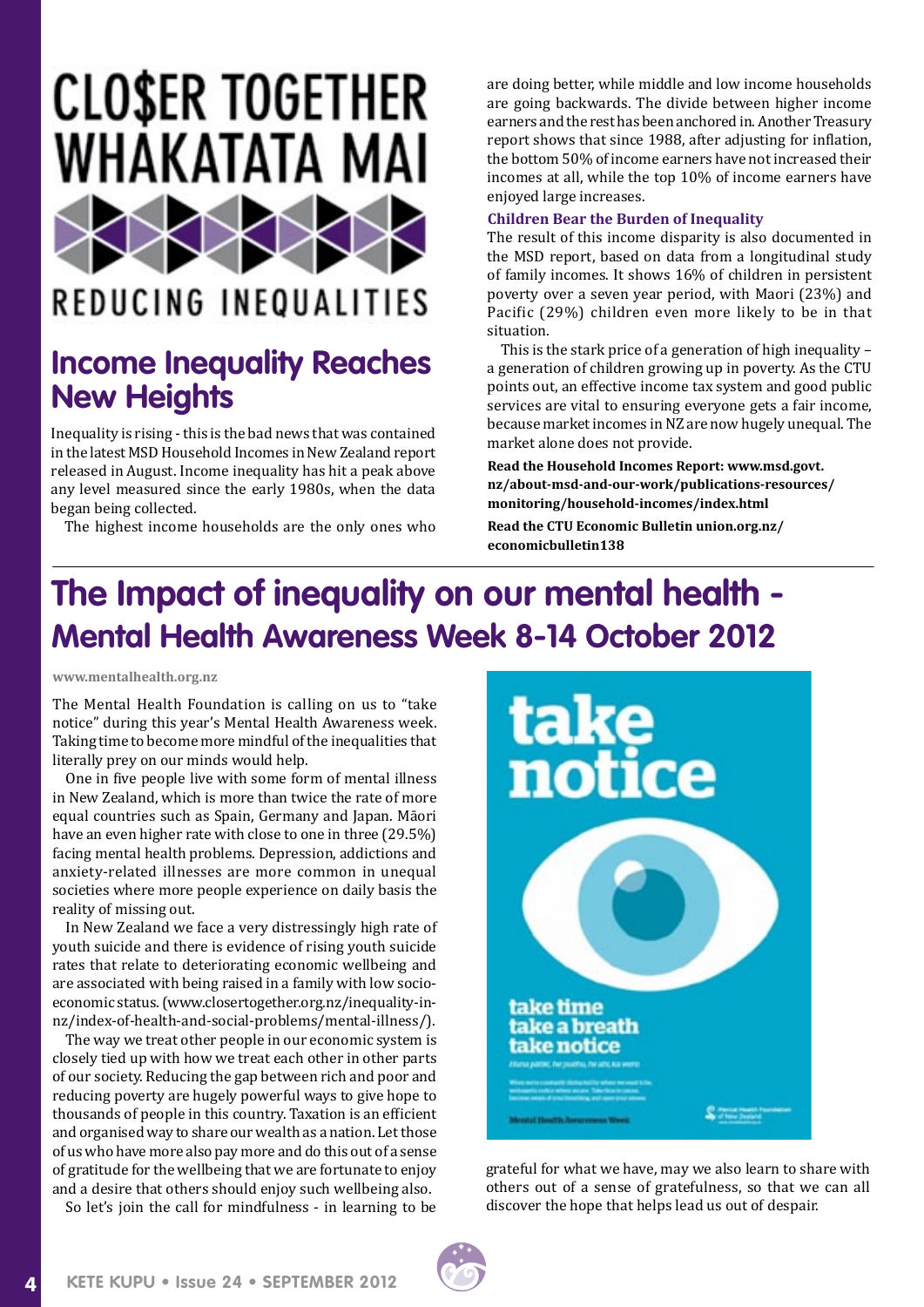# CLO$ER TOGETHER WHAKATATA MAI

REDUCING INEQUALITIES

## Income Inequality Reaches New Heights

Inequality is rising - this is the bad news that was contained in the latest MSD Household Incomes in New Zealand report released in August. Income inequality has hit a peak above any level measured since the early 1980s, when the data began being collected.

The highest income households are the only ones who are doing better, while middle and low income households are going backwards. The divide between higher income earners and the rest has been anchored in. Another Treasury report shows that since 1988, after adjusting for inflation, the bottom 50% of income earners have not increased their incomes at all, while the top 10% of income earners have enjoyed large increases.

### Children Bear the Burden of Inequality

The result of this income disparity is also documented in the MSD report, based on data from a longitudinal study of family incomes. It shows 16% of children in persistent poverty over a seven year period, with Maori (23%) and Pacific (29%) children even more likely to be in that situation.

This is the stark price of a generation of high inequality – a generation of children growing up in poverty. As the CTU points out, an effective income tax system and good public services are vital to ensuring everyone gets a fair income, because market incomes in NZ are now hugely unequal. The market alone does not provide.

**Read the Household Incomes Report: www.msd.govt.nz/about-msd-and-our-work/publications-resources/monitoring/household-incomes/index.html**

**Read the CTU Economic Bulletin union.org.nz/economicbulletin138**

## The Impact of inequality on our mental health - Mental Health Awareness Week 8-14 October 2012

**www.mentalhealth.org.nz**

The Mental Health Foundation is calling on us to "take notice" during this year's Mental Health Awareness week. Taking time to become more mindful of the inequalities that literally prey on our minds would help.

One in five people live with some form of mental illness in New Zealand, which is more than twice the rate of more equal countries such as Spain, Germany and Japan. Māori have an even higher rate with close to one in three (29.5%) facing mental health problems. Depression, addictions and anxiety-related illnesses are more common in unequal societies where more people experience on daily basis the reality of missing out.

In New Zealand we face a very distressingly high rate of youth suicide and there is evidence of rising youth suicide rates that relate to deteriorating economic wellbeing and are associated with being raised in a family with low socio-economic status. (www.closertogether.org.nz/inequality-in-nz/index-of-health-and-social-problems/mental-illness/).

The way we treat other people in our economic system is closely tied up with how we treat each other in other parts of our society. Reducing the gap between rich and poor and reducing poverty are hugely powerful ways to give hope to thousands of people in this country. Taxation is an efficient and organised way to share our wealth as a nation. Let those of us who have more also pay more and do this out of a sense of gratitude for the wellbeing that we are fortunate to enjoy and a desire that others should enjoy such wellbeing also.

So let's join the call for mindfulness - in learning to be grateful for what we have, may we also learn to share with others out of a sense of gratefulness, so that we can all discover the hope that helps lead us out of despair.

take notice

take time
take a breath
take notice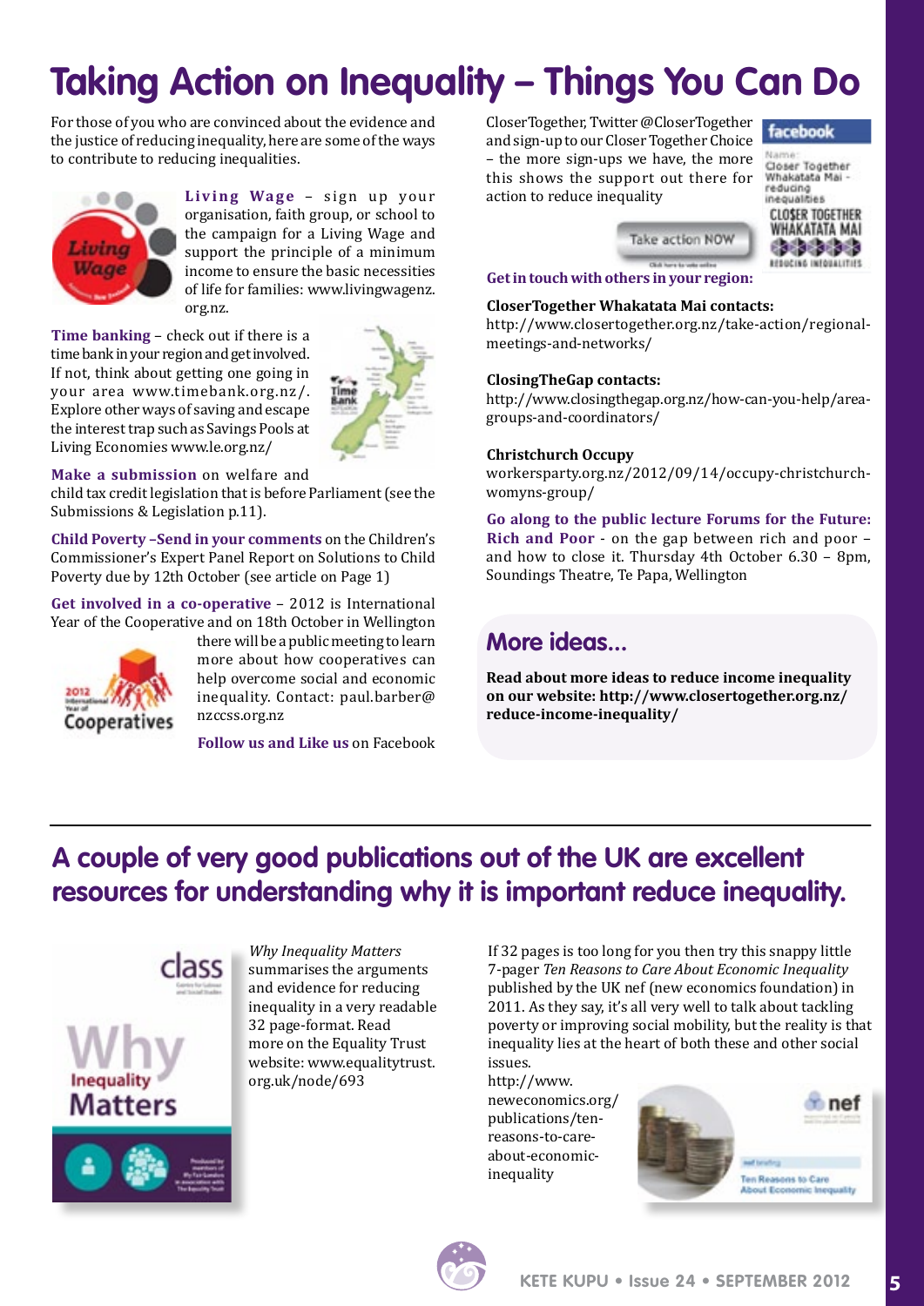# Taking Action on Inequality – Things You Can Do

For those of you who are convinced about the evidence and the justice of reducing inequality, here are some of the ways to contribute to reducing inequalities.

**Living Wage** – sign up your organisation, faith group, or school to the campaign for a Living Wage and support the principle of a minimum income to ensure the basic necessities of life for families: www.livingwagenz.org.nz.

**Time banking** – check out if there is a time bank in your region and get involved. If not, think about getting one going in your area www.timebank.org.nz/. Explore other ways of saving and escape the interest trap such as Savings Pools at Living Economies www.le.org.nz/

**Make a submission** on welfare and child tax credit legislation that is before Parliament (see the Submissions & Legislation p.11).

**Child Poverty –Send in your comments** on the Children's Commissioner's Expert Panel Report on Solutions to Child Poverty due by 12th October (see article on Page 1)

**Get involved in a co-operative** – 2012 is International Year of the Cooperative and on 18th October in Wellington there will be a public meeting to learn more about how cooperatives can help overcome social and economic inequality. Contact: paul.barber@nzccss.org.nz

**Follow us and Like us** on Facebook CloserTogether, Twitter @CloserTogether and sign-up to our Closer Together Choice – the more sign-ups we have, the more this shows the support out there for action to reduce inequality

**Get in touch with others in your region:**

**CloserTogether Whakatata Mai contacts:**
http://www.closertogether.org.nz/take-action/regional-meetings-and-networks/

**ClosingTheGap contacts:**
http://www.closingthegap.org.nz/how-can-you-help/area-groups-and-coordinators/

**Christchurch Occupy**
workersparty.org.nz/2012/09/14/occupy-christchurch-womyns-group/

**Go along to the public lecture Forums for the Future: Rich and Poor** - on the gap between rich and poor – and how to close it. Thursday 4th October 6.30 – 8pm, Soundings Theatre, Te Papa, Wellington

## More ideas...

**Read about more ideas to reduce income inequality on our website: http://www.closertogether.org.nz/reduce-income-inequality/**

---

## A couple of very good publications out of the UK are excellent resources for understanding why it is important reduce inequality.

*Why Inequality Matters* summarises the arguments and evidence for reducing inequality in a very readable 32 page-format. Read more on the Equality Trust website: www.equalitytrust.org.uk/node/693

If 32 pages is too long for you then try this snappy little 7-pager *Ten Reasons to Care About Economic Inequality* published by the UK nef (new economics foundation) in 2011. As they say, it's all very well to talk about tackling poverty or improving social mobility, but the reality is that inequality lies at the heart of both these and other social issues.
http://www.neweconomics.org/publications/ten-reasons-to-care-about-economic-inequality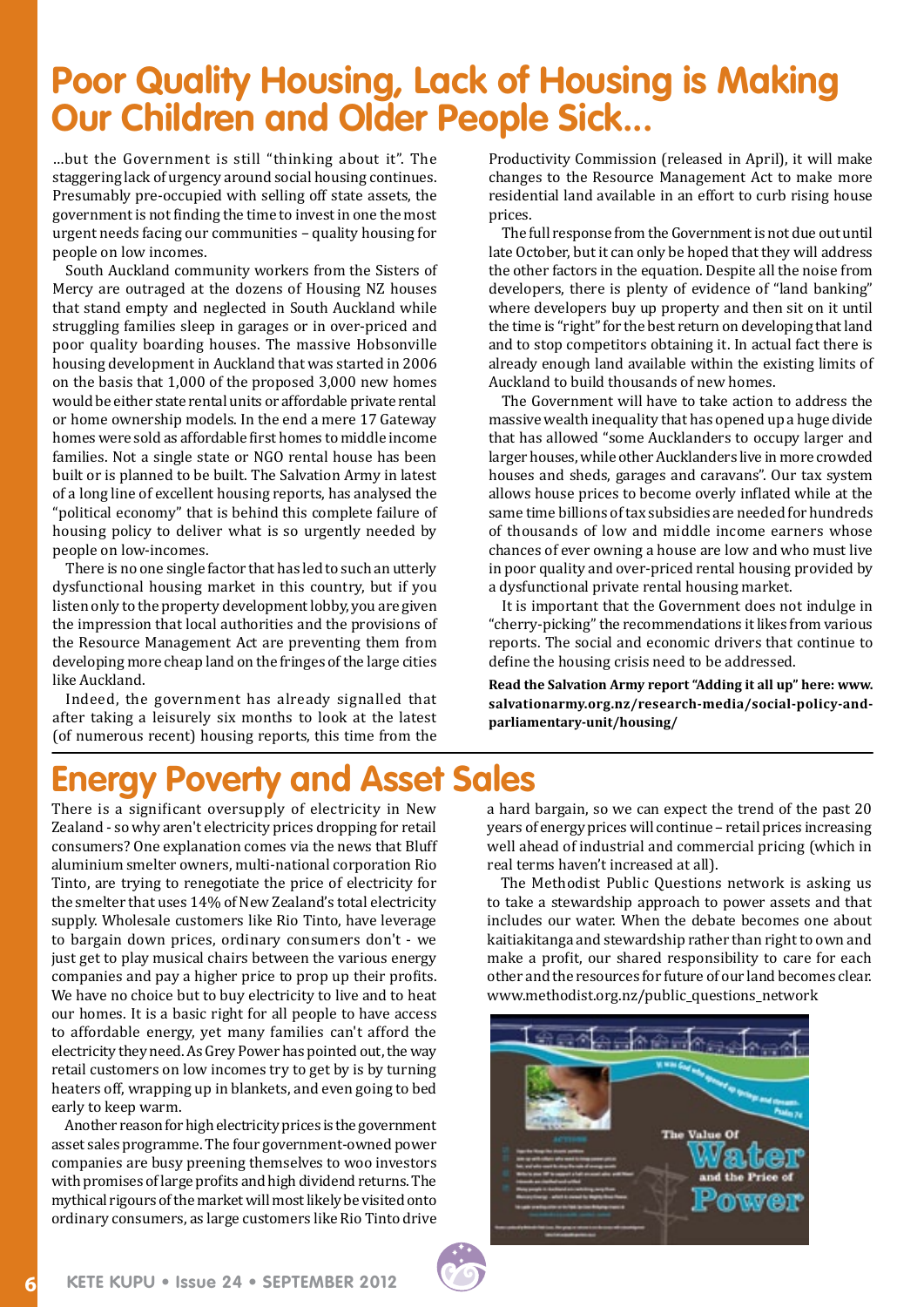# Poor Quality Housing, Lack of Housing is Making Our Children and Older People Sick...

...but the Government is still "thinking about it". The staggering lack of urgency around social housing continues. Presumably pre-occupied with selling off state assets, the government is not finding the time to invest in one the most urgent needs facing our communities – quality housing for people on low incomes.

South Auckland community workers from the Sisters of Mercy are outraged at the dozens of Housing NZ houses that stand empty and neglected in South Auckland while struggling families sleep in garages or in over-priced and poor quality boarding houses. The massive Hobsonville housing development in Auckland that was started in 2006 on the basis that 1,000 of the proposed 3,000 new homes would be either state rental units or affordable private rental or home ownership models. In the end a mere 17 Gateway homes were sold as affordable first homes to middle income families. Not a single state or NGO rental house has been built or is planned to be built. The Salvation Army in latest of a long line of excellent housing reports, has analysed the "political economy" that is behind this complete failure of housing policy to deliver what is so urgently needed by people on low-incomes.

There is no one single factor that has led to such an utterly dysfunctional housing market in this country, but if you listen only to the property development lobby, you are given the impression that local authorities and the provisions of the Resource Management Act are preventing them from developing more cheap land on the fringes of the large cities like Auckland.

Indeed, the government has already signalled that after taking a leisurely six months to look at the latest (of numerous recent) housing reports, this time from the Productivity Commission (released in April), it will make changes to the Resource Management Act to make more residential land available in an effort to curb rising house prices.

The full response from the Government is not due out until late October, but it can only be hoped that they will address the other factors in the equation. Despite all the noise from developers, there is plenty of evidence of "land banking" where developers buy up property and then sit on it until the time is "right" for the best return on developing that land and to stop competitors obtaining it. In actual fact there is already enough land available within the existing limits of Auckland to build thousands of new homes.

The Government will have to take action to address the massive wealth inequality that has opened up a huge divide that has allowed "some Aucklanders to occupy larger and larger houses, while other Aucklanders live in more crowded houses and sheds, garages and caravans". Our tax system allows house prices to become overly inflated while at the same time billions of tax subsidies are needed for hundreds of thousands of low and middle income earners whose chances of ever owning a house are low and who must live in poor quality and over-priced rental housing provided by a dysfunctional private rental housing market.

It is important that the Government does not indulge in "cherry-picking" the recommendations it likes from various reports. The social and economic drivers that continue to define the housing crisis need to be addressed.

**Read the Salvation Army report "Adding it all up" here: www.salvationarmy.org.nz/research-media/social-policy-and-parliamentary-unit/housing/**

# Energy Poverty and Asset Sales

There is a significant oversupply of electricity in New Zealand - so why aren't electricity prices dropping for retail consumers? One explanation comes via the news that Bluff aluminium smelter owners, multi-national corporation Rio Tinto, are trying to renegotiate the price of electricity for the smelter that uses 14% of New Zealand's total electricity supply. Wholesale customers like Rio Tinto, have leverage to bargain down prices, ordinary consumers don't - we just get to play musical chairs between the various energy companies and pay a higher price to prop up their profits. We have no choice but to buy electricity to live and to heat our homes. It is a basic right for all people to have access to affordable energy, yet many families can't afford the electricity they need. As Grey Power has pointed out, the way retail customers on low incomes try to get by is by turning heaters off, wrapping up in blankets, and even going to bed early to keep warm.

Another reason for high electricity prices is the government asset sales programme. The four government-owned power companies are busy preening themselves to woo investors with promises of large profits and high dividend returns. The mythical rigours of the market will most likely be visited onto ordinary consumers, as large customers like Rio Tinto drive a hard bargain, so we can expect the trend of the past 20 years of energy prices will continue – retail prices increasing well ahead of industrial and commercial pricing (which in real terms haven't increased at all).

The Methodist Public Questions network is asking us to take a stewardship approach to power assets and that includes our water. When the debate becomes one about kaitiakitanga and stewardship rather than right to own and make a profit, our shared responsibility to care for each other and the resources for future of our land becomes clear. www.methodist.org.nz/public_questions_network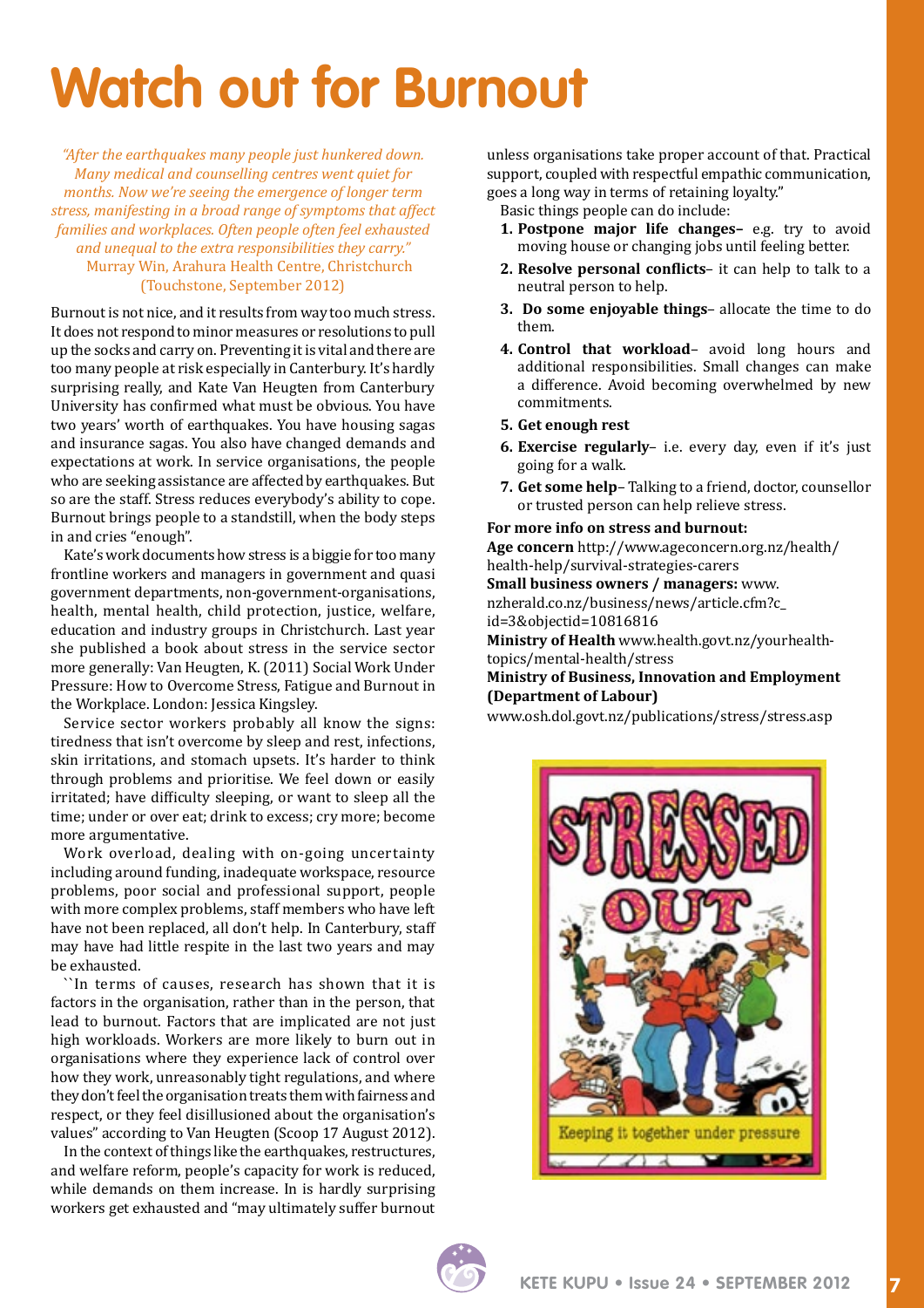# Watch out for Burnout

*"After the earthquakes many people just hunkered down. Many medical and counselling centres went quiet for months. Now we're seeing the emergence of longer term stress, manifesting in a broad range of symptoms that affect families and workplaces. Often people often feel exhausted and unequal to the extra responsibilities they carry."*
Murray Win, Arahura Health Centre, Christchurch (Touchstone, September 2012)

Burnout is not nice, and it results from way too much stress. It does not respond to minor measures or resolutions to pull up the socks and carry on. Preventing it is vital and there are too many people at risk especially in Canterbury. It's hardly surprising really, and Kate Van Heugten from Canterbury University has confirmed what must be obvious. You have two years' worth of earthquakes. You have housing sagas and insurance sagas. You also have changed demands and expectations at work. In service organisations, the people who are seeking assistance are affected by earthquakes. But so are the staff. Stress reduces everybody's ability to cope. Burnout brings people to a standstill, when the body steps in and cries "enough".

Kate's work documents how stress is a biggie for too many frontline workers and managers in government and quasi government departments, non-government-organisations, health, mental health, child protection, justice, welfare, education and industry groups in Christchurch. Last year she published a book about stress in the service sector more generally: Van Heugten, K. (2011) Social Work Under Pressure: How to Overcome Stress, Fatigue and Burnout in the Workplace. London: Jessica Kingsley.

Service sector workers probably all know the signs: tiredness that isn't overcome by sleep and rest, infections, skin irritations, and stomach upsets. It's harder to think through problems and prioritise. We feel down or easily irritated; have difficulty sleeping, or want to sleep all the time; under or over eat; drink to excess; cry more; become more argumentative.

Work overload, dealing with on-going uncertainty including around funding, inadequate workspace, resource problems, poor social and professional support, people with more complex problems, staff members who have left have not been replaced, all don't help. In Canterbury, staff may have had little respite in the last two years and may be exhausted.

``In terms of causes, research has shown that it is factors in the organisation, rather than in the person, that lead to burnout. Factors that are implicated are not just high workloads. Workers are more likely to burn out in organisations where they experience lack of control over how they work, unreasonably tight regulations, and where they don't feel the organisation treats them with fairness and respect, or they feel disillusioned about the organisation's values" according to Van Heugten (Scoop 17 August 2012).

In the context of things like the earthquakes, restructures, and welfare reform, people's capacity for work is reduced, while demands on them increase. In is hardly surprising workers get exhausted and "may ultimately suffer burnout unless organisations take proper account of that. Practical support, coupled with respectful empathic communication, goes a long way in terms of retaining loyalty."

Basic things people can do include:

1. **Postpone major life changes–** e.g. try to avoid moving house or changing jobs until feeling better.
2. **Resolve personal conflicts**– it can help to talk to a neutral person to help.
3. **Do some enjoyable things**– allocate the time to do them.
4. **Control that workload**– avoid long hours and additional responsibilities. Small changes can make a difference. Avoid becoming overwhelmed by new commitments.
5. **Get enough rest**
6. **Exercise regularly**– i.e. every day, even if it's just going for a walk.
7. **Get some help**– Talking to a friend, doctor, counsellor or trusted person can help relieve stress.

**For more info on stress and burnout:**

**Age concern** http://www.ageconcern.org.nz/health/health-help/survival-strategies-carers

**Small business owners / managers:** www.nzherald.co.nz/business/news/article.cfm?c_id=3&objectid=10816816

**Ministry of Health** www.health.govt.nz/yourhealth-topics/mental-health/stress

**Ministry of Business, Innovation and Employment (Department of Labour)**

www.osh.dol.govt.nz/publications/stress/stress.asp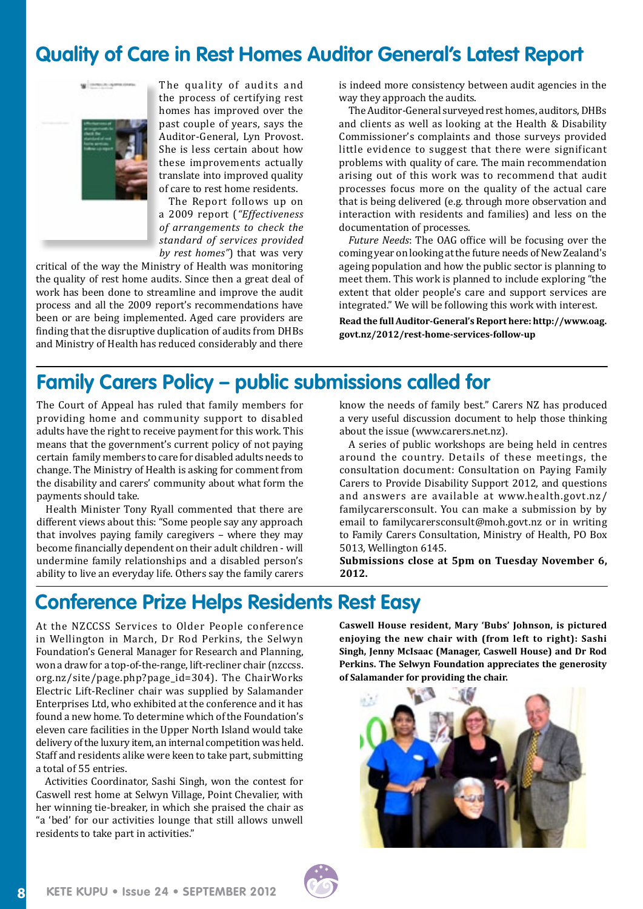# Quality of Care in Rest Homes Auditor General's Latest Report

The quality of audits and the process of certifying rest homes has improved over the past couple of years, says the Auditor-General, Lyn Provost. She is less certain about how these improvements actually translate into improved quality of care to rest home residents.

The Report follows up on a 2009 report (*"Effectiveness of arrangements to check the standard of services provided by rest homes"*) that was very critical of the way the Ministry of Health was monitoring the quality of rest home audits. Since then a great deal of work has been done to streamline and improve the audit process and all the 2009 report's recommendations have been or are being implemented. Aged care providers are finding that the disruptive duplication of audits from DHBs and Ministry of Health has reduced considerably and there is indeed more consistency between audit agencies in the way they approach the audits.

The Auditor-General surveyed rest homes, auditors, DHBs and clients as well as looking at the Health & Disability Commissioner's complaints and those surveys provided little evidence to suggest that there were significant problems with quality of care. The main recommendation arising out of this work was to recommend that audit processes focus more on the quality of the actual care that is being delivered (e.g. through more observation and interaction with residents and families) and less on the documentation of processes.

*Future Needs*: The OAG office will be focusing over the coming year on looking at the future needs of New Zealand's ageing population and how the public sector is planning to meet them. This work is planned to include exploring "the extent that older people's care and support services are integrated." We will be following this work with interest.

**Read the full Auditor-General's Report here: http://www.oag.govt.nz/2012/rest-home-services-follow-up**

# Family Carers Policy – public submissions called for

The Court of Appeal has ruled that family members for providing home and community support to disabled adults have the right to receive payment for this work. This means that the government's current policy of not paying certain family members to care for disabled adults needs to change. The Ministry of Health is asking for comment from the disability and carers' community about what form the payments should take.

Health Minister Tony Ryall commented that there are different views about this: "Some people say any approach that involves paying family caregivers – where they may become financially dependent on their adult children - will undermine family relationships and a disabled person's ability to live an everyday life. Others say the family carers know the needs of family best." Carers NZ has produced a very useful discussion document to help those thinking about the issue (www.carers.net.nz).

A series of public workshops are being held in centres around the country. Details of these meetings, the consultation document: Consultation on Paying Family Carers to Provide Disability Support 2012, and questions and answers are available at www.health.govt.nz/familycarersconsult. You can make a submission by by email to familycarersconsult@moh.govt.nz or in writing to Family Carers Consultation, Ministry of Health, PO Box 5013, Wellington 6145.

**Submissions close at 5pm on Tuesday November 6, 2012.**

# Conference Prize Helps Residents Rest Easy

At the NZCCSS Services to Older People conference in Wellington in March, Dr Rod Perkins, the Selwyn Foundation's General Manager for Research and Planning, won a draw for a top-of-the-range, lift-recliner chair (nzccss.org.nz/site/page.php?page_id=304). The ChairWorks Electric Lift-Recliner chair was supplied by Salamander Enterprises Ltd, who exhibited at the conference and it has found a new home. To determine which of the Foundation's eleven care facilities in the Upper North Island would take delivery of the luxury item, an internal competition was held. Staff and residents alike were keen to take part, submitting a total of 55 entries.

Activities Coordinator, Sashi Singh, won the contest for Caswell rest home at Selwyn Village, Point Chevalier, with her winning tie-breaker, in which she praised the chair as "a 'bed' for our activities lounge that still allows unwell residents to take part in activities."

**Caswell House resident, Mary 'Bubs' Johnson, is pictured enjoying the new chair with (from left to right): Sashi Singh, Jenny McIsaac (Manager, Caswell House) and Dr Rod Perkins. The Selwyn Foundation appreciates the generosity of Salamander for providing the chair.**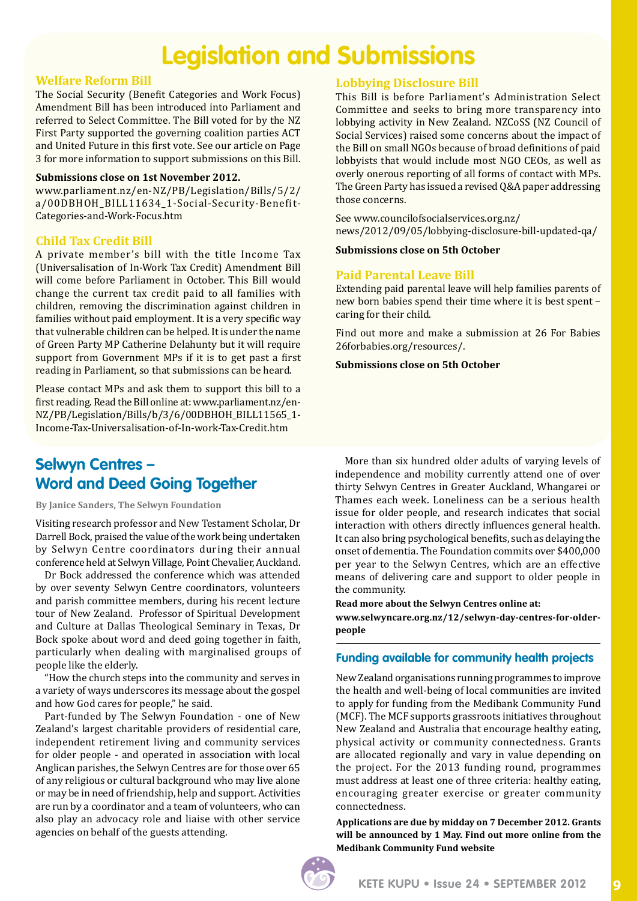# Legislation and Submissions

## Welfare Reform Bill

The Social Security (Benefit Categories and Work Focus) Amendment Bill has been introduced into Parliament and referred to Select Committee. The Bill voted for by the NZ First Party supported the governing coalition parties ACT and United Future in this first vote. See our article on Page 3 for more information to support submissions on this Bill.

**Submissions close on 1st November 2012.**

www.parliament.nz/en-NZ/PB/Legislation/Bills/5/2/a/00DBHOH_BILL11634_1-Social-Security-Benefit-Categories-and-Work-Focus.htm

## Child Tax Credit Bill

A private member's bill with the title Income Tax (Universalisation of In-Work Tax Credit) Amendment Bill will come before Parliament in October. This Bill would change the current tax credit paid to all families with children, removing the discrimination against children in families without paid employment. It is a very specific way that vulnerable children can be helped. It is under the name of Green Party MP Catherine Delahunty but it will require support from Government MPs if it is to get past a first reading in Parliament, so that submissions can be heard.

Please contact MPs and ask them to support this bill to a first reading. Read the Bill online at: www.parliament.nz/en-NZ/PB/Legislation/Bills/b/3/6/00DBHOH_BILL11565_1-Income-Tax-Universalisation-of-In-work-Tax-Credit.htm

## Lobbying Disclosure Bill

This Bill is before Parliament's Administration Select Committee and seeks to bring more transparency into lobbying activity in New Zealand. NZCoSS (NZ Council of Social Services) raised some concerns about the impact of the Bill on small NGOs because of broad definitions of paid lobbyists that would include most NGO CEOs, as well as overly onerous reporting of all forms of contact with MPs. The Green Party has issued a revised Q&A paper addressing those concerns.

See www.councilofsocialservices.org.nz/news/2012/09/05/lobbying-disclosure-bill-updated-qa/

**Submissions close on 5th October**

## Paid Parental Leave Bill

Extending paid parental leave will help families parents of new born babies spend their time where it is best spent – caring for their child.

Find out more and make a submission at 26 For Babies 26forbabies.org/resources/.

**Submissions close on 5th October**

# Selwyn Centres – Word and Deed Going Together

**By Janice Sanders, The Selwyn Foundation**

Visiting research professor and New Testament Scholar, Dr Darrell Bock, praised the value of the work being undertaken by Selwyn Centre coordinators during their annual conference held at Selwyn Village, Point Chevalier, Auckland.

Dr Bock addressed the conference which was attended by over seventy Selwyn Centre coordinators, volunteers and parish committee members, during his recent lecture tour of New Zealand. Professor of Spiritual Development and Culture at Dallas Theological Seminary in Texas, Dr Bock spoke about word and deed going together in faith, particularly when dealing with marginalised groups of people like the elderly.

"How the church steps into the community and serves in a variety of ways underscores its message about the gospel and how God cares for people," he said.

Part-funded by The Selwyn Foundation - one of New Zealand's largest charitable providers of residential care, independent retirement living and community services for older people - and operated in association with local Anglican parishes, the Selwyn Centres are for those over 65 of any religious or cultural background who may live alone or may be in need of friendship, help and support. Activities are run by a coordinator and a team of volunteers, who can also play an advocacy role and liaise with other service agencies on behalf of the guests attending.

More than six hundred older adults of varying levels of independence and mobility currently attend one of over thirty Selwyn Centres in Greater Auckland, Whangarei or Thames each week. Loneliness can be a serious health issue for older people, and research indicates that social interaction with others directly influences general health. It can also bring psychological benefits, such as delaying the onset of dementia. The Foundation commits over $400,000 per year to the Selwyn Centres, which are an effective means of delivering care and support to older people in the community.

**Read more about the Selwyn Centres online at:**
**www.selwyncare.org.nz/12/selwyn-day-centres-for-older-people**

## Funding available for community health projects

New Zealand organisations running programmes to improve the health and well-being of local communities are invited to apply for funding from the Medibank Community Fund (MCF). The MCF supports grassroots initiatives throughout New Zealand and Australia that encourage healthy eating, physical activity or community connectedness. Grants are allocated regionally and vary in value depending on the project. For the 2013 funding round, programmes must address at least one of three criteria: healthy eating, encouraging greater exercise or greater community connectedness.

**Applications are due by midday on 7 December 2012. Grants will be announced by 1 May. Find out more online from the Medibank Community Fund website**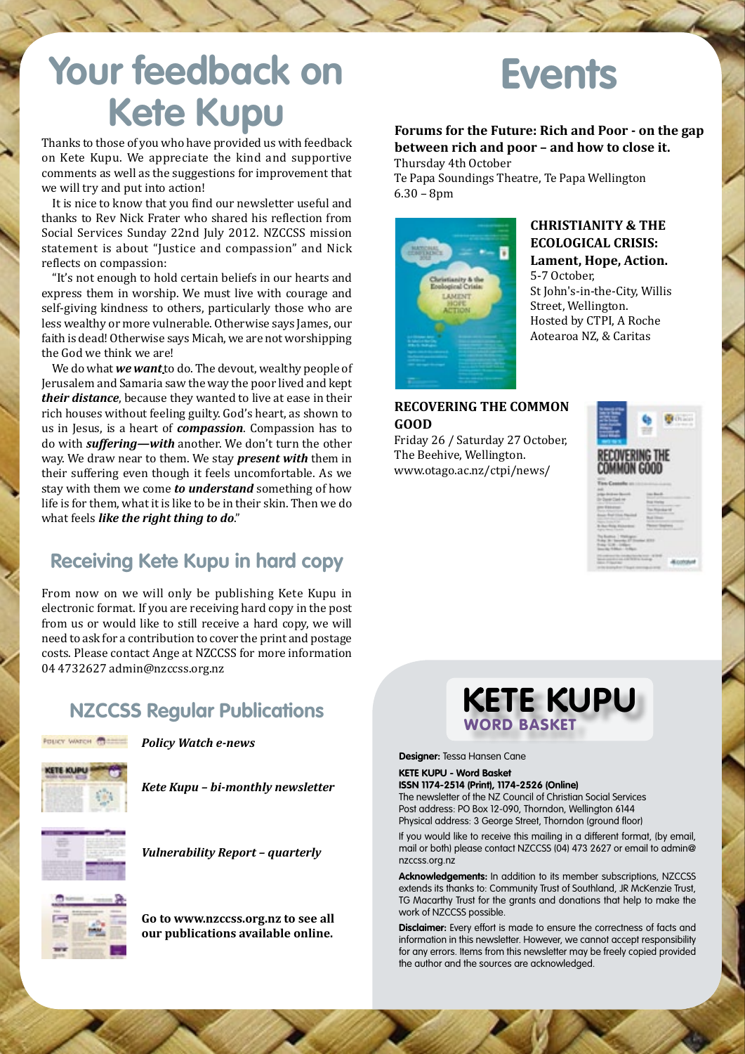# Your feedback on Kete Kupu

Thanks to those of you who have provided us with feedback on Kete Kupu. We appreciate the kind and supportive comments as well as the suggestions for improvement that we will try and put into action!

It is nice to know that you find our newsletter useful and thanks to Rev Nick Frater who shared his reflection from Social Services Sunday 22nd July 2012. NZCCSS mission statement is about "Justice and compassion" and Nick reflects on compassion:

"It's not enough to hold certain beliefs in our hearts and express them in worship. We must live with courage and self-giving kindness to others, particularly those who are less wealthy or more vulnerable. Otherwise says James, our faith is dead! Otherwise says Micah, we are not worshipping the God we think we are!

We do what ***we want*** to do. The devout, wealthy people of Jerusalem and Samaria saw the way the poor lived and kept ***their distance***, because they wanted to live at ease in their rich houses without feeling guilty. God's heart, as shown to us in Jesus, is a heart of ***compassion***. Compassion has to do with ***suffering—with*** another. We don't turn the other way. We draw near to them. We stay ***present with*** them in their suffering even though it feels uncomfortable. As we stay with them we come ***to understand*** something of how life is for them, what it is like to be in their skin. Then we do what feels ***like the right thing to do***."

## Receiving Kete Kupu in hard copy

From now on we will only be publishing Kete Kupu in electronic format. If you are receiving hard copy in the post from us or would like to still receive a hard copy, we will need to ask for a contribution to cover the print and postage costs. Please contact Ange at NZCCSS for more information 04 4732627 admin@nzccss.org.nz

## NZCCSS Regular Publications

***Policy Watch e-news***

***Kete Kupu – bi-monthly newsletter***

***Vulnerability Report – quarterly***

**Go to www.nzccss.org.nz to see all our publications available online.**

# Events

**Forums for the Future: Rich and Poor - on the gap between rich and poor – and how to close it.**
Thursday 4th October
Te Papa Soundings Theatre, Te Papa Wellington
6.30 – 8pm

**CHRISTIANITY & THE ECOLOGICAL CRISIS: Lament, Hope, Action.**
5-7 October,
St John's-in-the-City, Willis Street, Wellington.
Hosted by CTPI, A Roche Aotearoa NZ, & Caritas

**RECOVERING THE COMMON GOOD**
Friday 26 / Saturday 27 October,
The Beehive, Wellington.
www.otago.ac.nz/ctpi/news/

# KETE KUPU
## WORD BASKET

**Designer:** Tessa Hansen Cane

**KETE KUPU - Word Basket**
**ISSN 1174-2514 (Print), 1174-2526 (Online)**
The newsletter of the NZ Council of Christian Social Services
Post address: PO Box 12-090, Thorndon, Wellington 6144
Physical address: 3 George Street, Thorndon (ground floor)

If you would like to receive this mailing in a different format, (by email, mail or both) please contact NZCCSS (04) 473 2627 or email to admin@nzccss.org.nz

**Acknowledgements:** In addition to its member subscriptions, NZCCSS extends its thanks to: Community Trust of Southland, JR McKenzie Trust, TG Macarthy Trust for the grants and donations that help to make the work of NZCCSS possible.

**Disclaimer:** Every effort is made to ensure the correctness of facts and information in this newsletter. However, we cannot accept responsibility for any errors. Items from this newsletter may be freely copied provided the author and the sources are acknowledged.